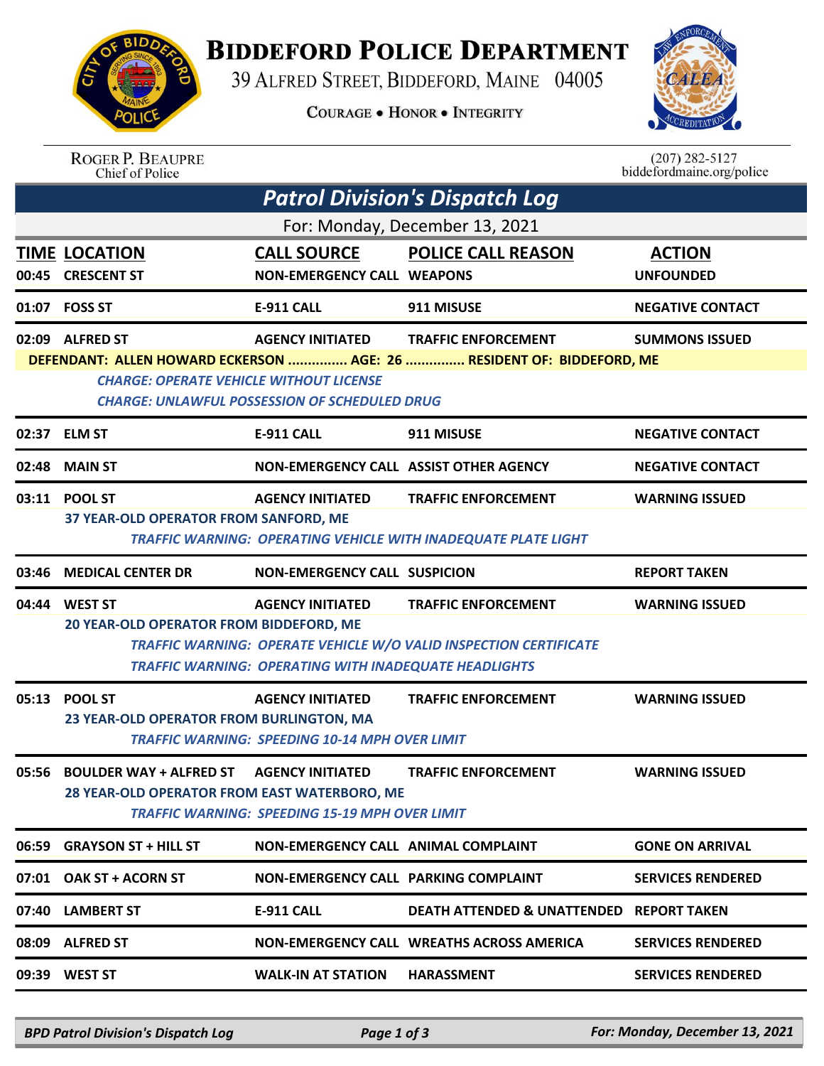# Biddeford Police Department

39 Alfred Street, Biddeford, Maine 04005

Courage • Honor • Integrity

Roger P. Beaupre
Chief of Police

(207) 282-5127
biddefordmaine.org/police

## Patrol Division's Dispatch Log

For: Monday, December 13, 2021

| TIME | LOCATION | CALL SOURCE | POLICE CALL REASON | ACTION |
|---|---|---|---|---|
| 00:45 | CRESCENT ST | NON-EMERGENCY CALL | WEAPONS | UNFOUNDED |
| 01:07 | FOSS ST | E-911 CALL | 911 MISUSE | NEGATIVE CONTACT |
| 02:09 | ALFRED ST | AGENCY INITIATED | TRAFFIC ENFORCEMENT | SUMMONS ISSUED |

DEFENDANT: ALLEN HOWARD ECKERSON ............... AGE: 26 ............... RESIDENT OF: BIDDEFORD, ME

*CHARGE: OPERATE VEHICLE WITHOUT LICENSE*
*CHARGE: UNLAWFUL POSSESSION OF SCHEDULED DRUG*

| TIME | LOCATION | CALL SOURCE | POLICE CALL REASON | ACTION |
|---|---|---|---|---|
| 02:37 | ELM ST | E-911 CALL | 911 MISUSE | NEGATIVE CONTACT |
| 02:48 | MAIN ST | NON-EMERGENCY CALL | ASSIST OTHER AGENCY | NEGATIVE CONTACT |
| 03:11 | POOL ST | AGENCY INITIATED | TRAFFIC ENFORCEMENT | WARNING ISSUED |

37 YEAR-OLD OPERATOR FROM SANFORD, ME

*TRAFFIC WARNING: OPERATING VEHICLE WITH INADEQUATE PLATE LIGHT*

| TIME | LOCATION | CALL SOURCE | POLICE CALL REASON | ACTION |
|---|---|---|---|---|
| 03:46 | MEDICAL CENTER DR | NON-EMERGENCY CALL | SUSPICION | REPORT TAKEN |
| 04:44 | WEST ST | AGENCY INITIATED | TRAFFIC ENFORCEMENT | WARNING ISSUED |

20 YEAR-OLD OPERATOR FROM BIDDEFORD, ME

*TRAFFIC WARNING: OPERATE VEHICLE W/O VALID INSPECTION CERTIFICATE*
*TRAFFIC WARNING: OPERATING WITH INADEQUATE HEADLIGHTS*

| TIME | LOCATION | CALL SOURCE | POLICE CALL REASON | ACTION |
|---|---|---|---|---|
| 05:13 | POOL ST | AGENCY INITIATED | TRAFFIC ENFORCEMENT | WARNING ISSUED |

23 YEAR-OLD OPERATOR FROM BURLINGTON, MA

*TRAFFIC WARNING: SPEEDING 10-14 MPH OVER LIMIT*

| TIME | LOCATION | CALL SOURCE | POLICE CALL REASON | ACTION |
|---|---|---|---|---|
| 05:56 | BOULDER WAY + ALFRED ST | AGENCY INITIATED | TRAFFIC ENFORCEMENT | WARNING ISSUED |

28 YEAR-OLD OPERATOR FROM EAST WATERBORO, ME

*TRAFFIC WARNING: SPEEDING 15-19 MPH OVER LIMIT*

| TIME | LOCATION | CALL SOURCE | POLICE CALL REASON | ACTION |
|---|---|---|---|---|
| 06:59 | GRAYSON ST + HILL ST | NON-EMERGENCY CALL | ANIMAL COMPLAINT | GONE ON ARRIVAL |
| 07:01 | OAK ST + ACORN ST | NON-EMERGENCY CALL | PARKING COMPLAINT | SERVICES RENDERED |
| 07:40 | LAMBERT ST | E-911 CALL | DEATH ATTENDED & UNATTENDED | REPORT TAKEN |
| 08:09 | ALFRED ST | NON-EMERGENCY CALL | WREATHS ACROSS AMERICA | SERVICES RENDERED |
| 09:39 | WEST ST | WALK-IN AT STATION | HARASSMENT | SERVICES RENDERED |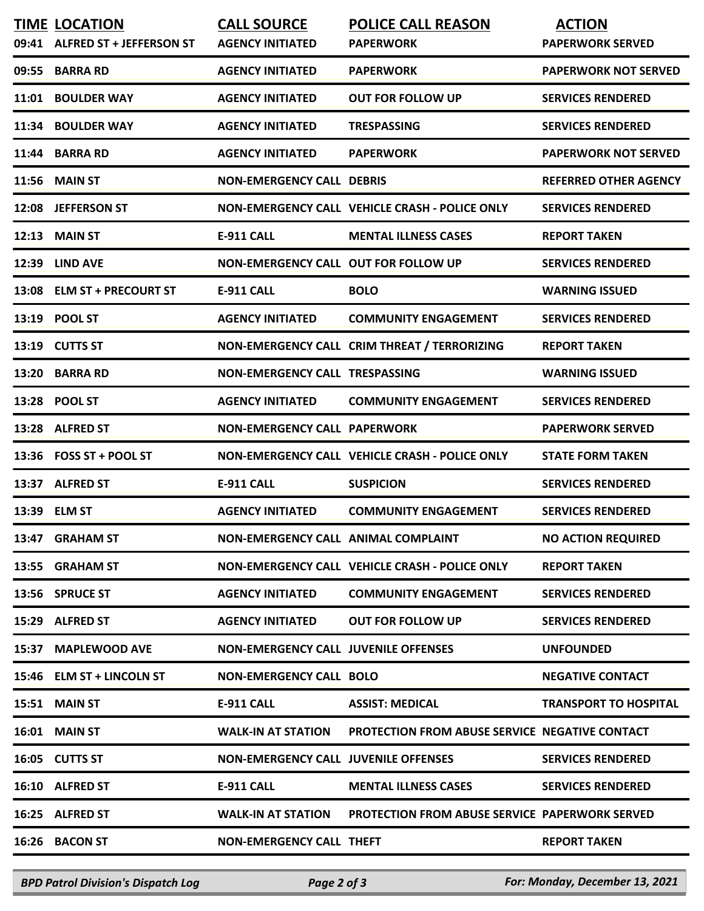| TIME | LOCATION | CALL SOURCE | POLICE CALL REASON | ACTION |
|---|---|---|---|---|
| 09:41 | ALFRED ST + JEFFERSON ST | AGENCY INITIATED | PAPERWORK | PAPERWORK SERVED |
| 09:55 | BARRA RD | AGENCY INITIATED | PAPERWORK | PAPERWORK NOT SERVED |
| 11:01 | BOULDER WAY | AGENCY INITIATED | OUT FOR FOLLOW UP | SERVICES RENDERED |
| 11:34 | BOULDER WAY | AGENCY INITIATED | TRESPASSING | SERVICES RENDERED |
| 11:44 | BARRA RD | AGENCY INITIATED | PAPERWORK | PAPERWORK NOT SERVED |
| 11:56 | MAIN ST | NON-EMERGENCY CALL | DEBRIS | REFERRED OTHER AGENCY |
| 12:08 | JEFFERSON ST | NON-EMERGENCY CALL | VEHICLE CRASH - POLICE ONLY | SERVICES RENDERED |
| 12:13 | MAIN ST | E-911 CALL | MENTAL ILLNESS CASES | REPORT TAKEN |
| 12:39 | LIND AVE | NON-EMERGENCY CALL | OUT FOR FOLLOW UP | SERVICES RENDERED |
| 13:08 | ELM ST + PRECOURT ST | E-911 CALL | BOLO | WARNING ISSUED |
| 13:19 | POOL ST | AGENCY INITIATED | COMMUNITY ENGAGEMENT | SERVICES RENDERED |
| 13:19 | CUTTS ST | NON-EMERGENCY CALL | CRIM THREAT / TERRORIZING | REPORT TAKEN |
| 13:20 | BARRA RD | NON-EMERGENCY CALL | TRESPASSING | WARNING ISSUED |
| 13:28 | POOL ST | AGENCY INITIATED | COMMUNITY ENGAGEMENT | SERVICES RENDERED |
| 13:28 | ALFRED ST | NON-EMERGENCY CALL | PAPERWORK | PAPERWORK SERVED |
| 13:36 | FOSS ST + POOL ST | NON-EMERGENCY CALL | VEHICLE CRASH - POLICE ONLY | STATE FORM TAKEN |
| 13:37 | ALFRED ST | E-911 CALL | SUSPICION | SERVICES RENDERED |
| 13:39 | ELM ST | AGENCY INITIATED | COMMUNITY ENGAGEMENT | SERVICES RENDERED |
| 13:47 | GRAHAM ST | NON-EMERGENCY CALL | ANIMAL COMPLAINT | NO ACTION REQUIRED |
| 13:55 | GRAHAM ST | NON-EMERGENCY CALL | VEHICLE CRASH - POLICE ONLY | REPORT TAKEN |
| 13:56 | SPRUCE ST | AGENCY INITIATED | COMMUNITY ENGAGEMENT | SERVICES RENDERED |
| 15:29 | ALFRED ST | AGENCY INITIATED | OUT FOR FOLLOW UP | SERVICES RENDERED |
| 15:37 | MAPLEWOOD AVE | NON-EMERGENCY CALL | JUVENILE OFFENSES | UNFOUNDED |
| 15:46 | ELM ST + LINCOLN ST | NON-EMERGENCY CALL | BOLO | NEGATIVE CONTACT |
| 15:51 | MAIN ST | E-911 CALL | ASSIST: MEDICAL | TRANSPORT TO HOSPITAL |
| 16:01 | MAIN ST | WALK-IN AT STATION | PROTECTION FROM ABUSE SERVICE | NEGATIVE CONTACT |
| 16:05 | CUTTS ST | NON-EMERGENCY CALL | JUVENILE OFFENSES | SERVICES RENDERED |
| 16:10 | ALFRED ST | E-911 CALL | MENTAL ILLNESS CASES | SERVICES RENDERED |
| 16:25 | ALFRED ST | WALK-IN AT STATION | PROTECTION FROM ABUSE SERVICE | PAPERWORK SERVED |
| 16:26 | BACON ST | NON-EMERGENCY CALL | THEFT | REPORT TAKEN |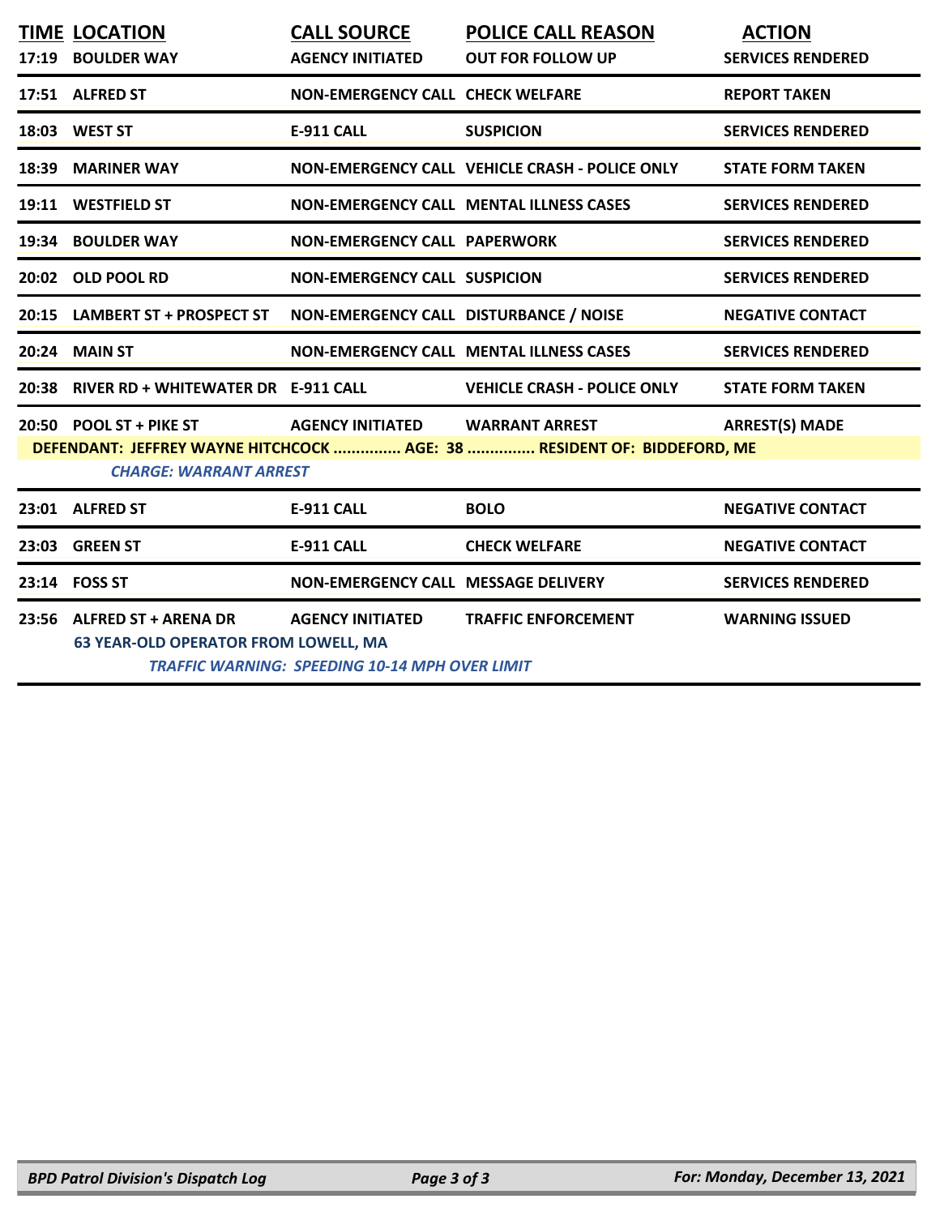| TIME | LOCATION | CALL SOURCE | POLICE CALL REASON | ACTION |
|---|---|---|---|---|
| 17:19 | BOULDER WAY | AGENCY INITIATED | OUT FOR FOLLOW UP | SERVICES RENDERED |
| 17:51 | ALFRED ST | NON-EMERGENCY CALL | CHECK WELFARE | REPORT TAKEN |
| 18:03 | WEST ST | E-911 CALL | SUSPICION | SERVICES RENDERED |
| 18:39 | MARINER WAY | NON-EMERGENCY CALL | VEHICLE CRASH - POLICE ONLY | STATE FORM TAKEN |
| 19:11 | WESTFIELD ST | NON-EMERGENCY CALL | MENTAL ILLNESS CASES | SERVICES RENDERED |
| 19:34 | BOULDER WAY | NON-EMERGENCY CALL | PAPERWORK | SERVICES RENDERED |
| 20:02 | OLD POOL RD | NON-EMERGENCY CALL | SUSPICION | SERVICES RENDERED |
| 20:15 | LAMBERT ST + PROSPECT ST | NON-EMERGENCY CALL | DISTURBANCE / NOISE | NEGATIVE CONTACT |
| 20:24 | MAIN ST | NON-EMERGENCY CALL | MENTAL ILLNESS CASES | SERVICES RENDERED |
| 20:38 | RIVER RD + WHITEWATER DR | E-911 CALL | VEHICLE CRASH - POLICE ONLY | STATE FORM TAKEN |
| 20:50 | POOL ST + PIKE ST | AGENCY INITIATED | WARRANT ARREST | ARREST(S) MADE |
| | DEFENDANT: JEFFREY WAYNE HITCHCOCK ............... AGE: 38 ............... RESIDENT OF: BIDDEFORD, ME | | | |
| | *CHARGE: WARRANT ARREST* | | | |
| 23:01 | ALFRED ST | E-911 CALL | BOLO | NEGATIVE CONTACT |
| 23:03 | GREEN ST | E-911 CALL | CHECK WELFARE | NEGATIVE CONTACT |
| 23:14 | FOSS ST | NON-EMERGENCY CALL | MESSAGE DELIVERY | SERVICES RENDERED |
| 23:56 | ALFRED ST + ARENA DR | AGENCY INITIATED | TRAFFIC ENFORCEMENT | WARNING ISSUED |
| | 63 YEAR-OLD OPERATOR FROM LOWELL, MA | | | |
| | *TRAFFIC WARNING: SPEEDING 10-14 MPH OVER LIMIT* | | | |

BPD Patrol Division's Dispatch Log — For: Monday, December 13, 2021